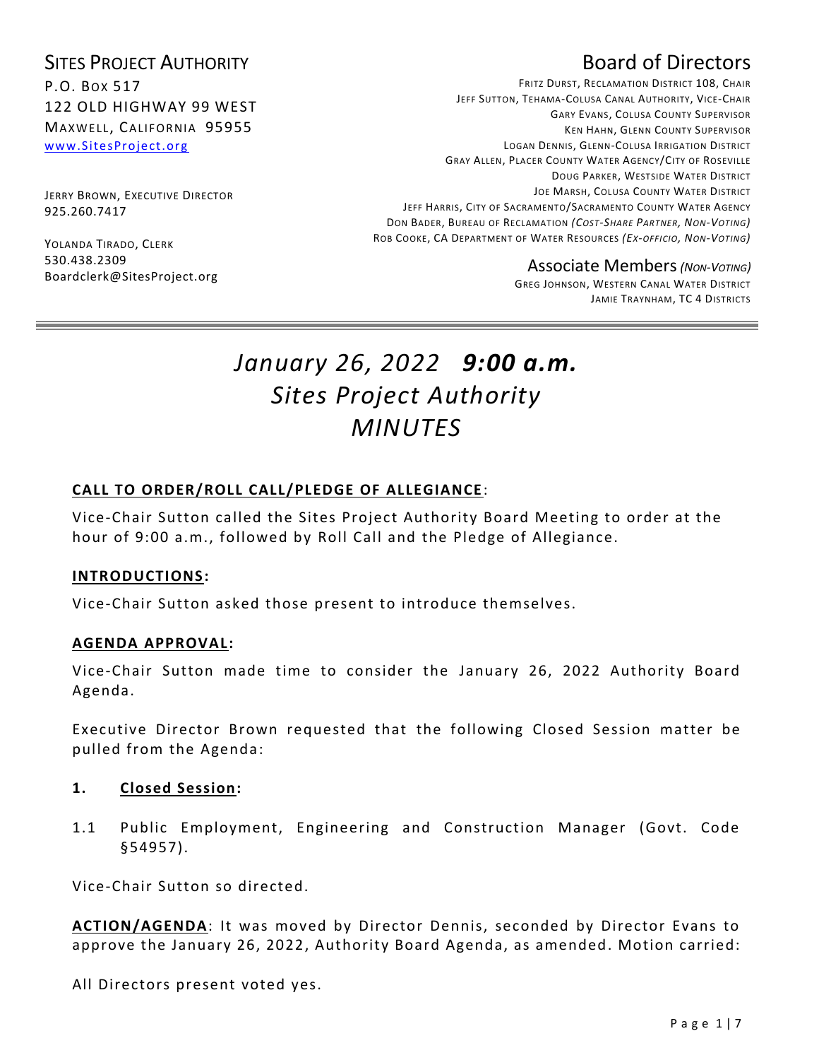SITES PROJECT AUTHORITY
P.O. BOX 517
122 OLD HIGHWAY 99 WEST
MAXWELL, CALIFORNIA 95955
www.SitesProject.org

JERRY BROWN, EXECUTIVE DIRECTOR
925.260.7417

YOLANDA TIRADO, CLERK
530.438.2309
Boardclerk@SitesProject.org

## Board of Directors

FRITZ DURST, RECLAMATION DISTRICT 108, CHAIR
JEFF SUTTON, TEHAMA-COLUSA CANAL AUTHORITY, VICE-CHAIR
GARY EVANS, COLUSA COUNTY SUPERVISOR
KEN HAHN, GLENN COUNTY SUPERVISOR
LOGAN DENNIS, GLENN-COLUSA IRRIGATION DISTRICT
GRAY ALLEN, PLACER COUNTY WATER AGENCY/CITY OF ROSEVILLE
DOUG PARKER, WESTSIDE WATER DISTRICT
JOE MARSH, COLUSA COUNTY WATER DISTRICT
JEFF HARRIS, CITY OF SACRAMENTO/SACRAMENTO COUNTY WATER AGENCY
DON BADER, BUREAU OF RECLAMATION *(COST-SHARE PARTNER, NON-VOTING)*
ROB COOKE, CA DEPARTMENT OF WATER RESOURCES *(EX-OFFICIO, NON-VOTING)*

Associate Members *(NON-VOTING)*
GREG JOHNSON, WESTERN CANAL WATER DISTRICT
JAMIE TRAYNHAM, TC 4 DISTRICTS

---

# *January 26, 2022* ***9:00 a.m.***
# *Sites Project Authority*
# *MINUTES*

**CALL TO ORDER/ROLL CALL/PLEDGE OF ALLEGIANCE**:

Vice-Chair Sutton called the Sites Project Authority Board Meeting to order at the hour of 9:00 a.m., followed by Roll Call and the Pledge of Allegiance.

**INTRODUCTIONS:**

Vice-Chair Sutton asked those present to introduce themselves.

**AGENDA APPROVAL:**

Vice-Chair Sutton made time to consider the January 26, 2022 Authority Board Agenda.

Executive Director Brown requested that the following Closed Session matter be pulled from the Agenda:

**1. Closed Session:**

1.1 Public Employment, Engineering and Construction Manager (Govt. Code §54957).

Vice-Chair Sutton so directed.

**ACTION/AGENDA**: It was moved by Director Dennis, seconded by Director Evans to approve the January 26, 2022, Authority Board Agenda, as amended. Motion carried:

All Directors present voted yes.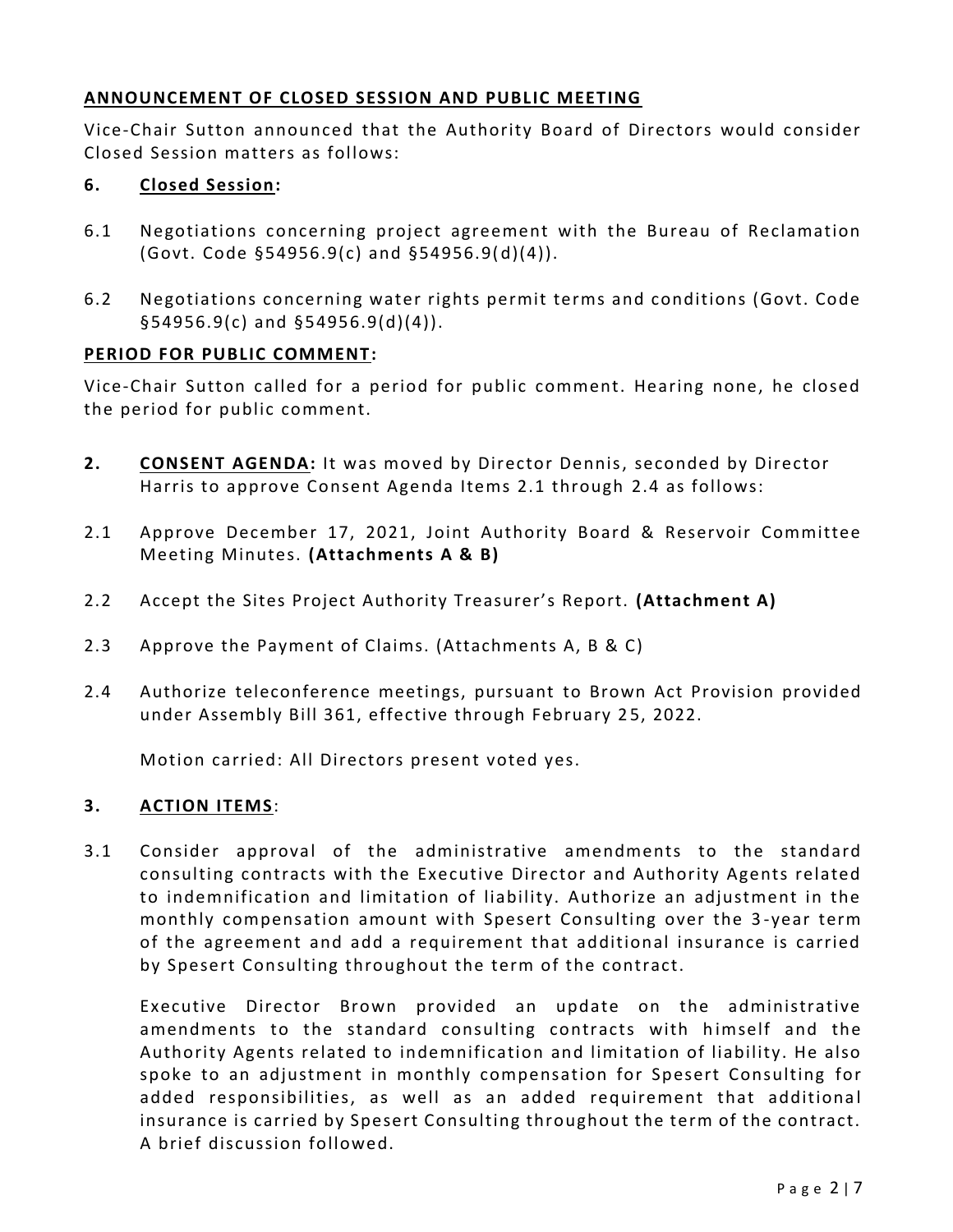**ANNOUNCEMENT OF CLOSED SESSION AND PUBLIC MEETING**

Vice-Chair Sutton announced that the Authority Board of Directors would consider Closed Session matters as follows:

**6. Closed Session:**

6.1 Negotiations concerning project agreement with the Bureau of Reclamation (Govt. Code §54956.9(c) and §54956.9(d)(4)).

6.2 Negotiations concerning water rights permit terms and conditions (Govt. Code §54956.9(c) and §54956.9(d)(4)).

**PERIOD FOR PUBLIC COMMENT:**

Vice-Chair Sutton called for a period for public comment. Hearing none, he closed the period for public comment.

**2. CONSENT AGENDA:** It was moved by Director Dennis, seconded by Director Harris to approve Consent Agenda Items 2.1 through 2.4 as follows:

2.1 Approve December 17, 2021, Joint Authority Board & Reservoir Committee Meeting Minutes. **(Attachments A & B)**

2.2 Accept the Sites Project Authority Treasurer's Report. **(Attachment A)**

2.3 Approve the Payment of Claims. (Attachments A, B & C)

2.4 Authorize teleconference meetings, pursuant to Brown Act Provision provided under Assembly Bill 361, effective through February 25, 2022.

Motion carried: All Directors present voted yes.

**3. ACTION ITEMS:**

3.1 Consider approval of the administrative amendments to the standard consulting contracts with the Executive Director and Authority Agents related to indemnification and limitation of liability. Authorize an adjustment in the monthly compensation amount with Spesert Consulting over the 3-year term of the agreement and add a requirement that additional insurance is carried by Spesert Consulting throughout the term of the contract.

Executive Director Brown provided an update on the administrative amendments to the standard consulting contracts with himself and the Authority Agents related to indemnification and limitation of liability. He also spoke to an adjustment in monthly compensation for Spesert Consulting for added responsibilities, as well as an added requirement that additional insurance is carried by Spesert Consulting throughout the term of the contract. A brief discussion followed.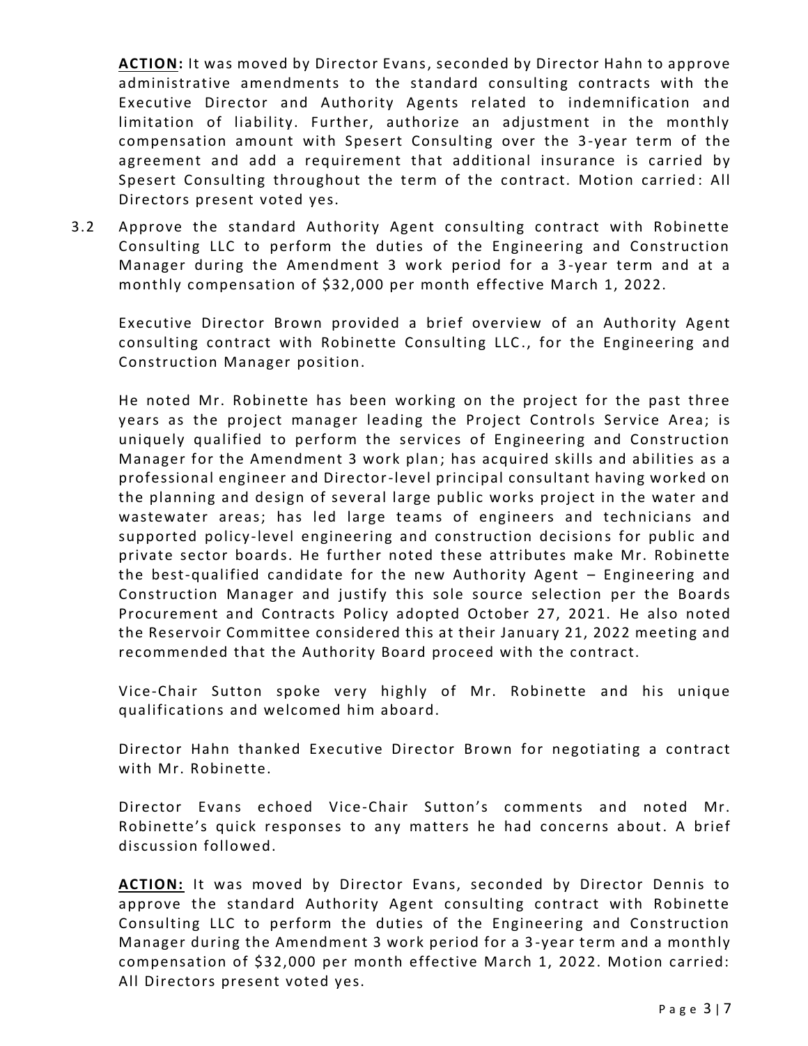**ACTION:** It was moved by Director Evans, seconded by Director Hahn to approve administrative amendments to the standard consulting contracts with the Executive Director and Authority Agents related to indemnification and limitation of liability. Further, authorize an adjustment in the monthly compensation amount with Spesert Consulting over the 3-year term of the agreement and add a requirement that additional insurance is carried by Spesert Consulting throughout the term of the contract. Motion carried: All Directors present voted yes.

3.2 Approve the standard Authority Agent consulting contract with Robinette Consulting LLC to perform the duties of the Engineering and Construction Manager during the Amendment 3 work period for a 3-year term and at a monthly compensation of $32,000 per month effective March 1, 2022.

Executive Director Brown provided a brief overview of an Authority Agent consulting contract with Robinette Consulting LLC., for the Engineering and Construction Manager position.

He noted Mr. Robinette has been working on the project for the past three years as the project manager leading the Project Controls Service Area; is uniquely qualified to perform the services of Engineering and Construction Manager for the Amendment 3 work plan; has acquired skills and abilities as a professional engineer and Director-level principal consultant having worked on the planning and design of several large public works project in the water and wastewater areas; has led large teams of engineers and technicians and supported policy-level engineering and construction decisions for public and private sector boards. He further noted these attributes make Mr. Robinette the best-qualified candidate for the new Authority Agent – Engineering and Construction Manager and justify this sole source selection per the Boards Procurement and Contracts Policy adopted October 27, 2021. He also noted the Reservoir Committee considered this at their January 21, 2022 meeting and recommended that the Authority Board proceed with the contract.

Vice-Chair Sutton spoke very highly of Mr. Robinette and his unique qualifications and welcomed him aboard.

Director Hahn thanked Executive Director Brown for negotiating a contract with Mr. Robinette.

Director Evans echoed Vice-Chair Sutton's comments and noted Mr. Robinette's quick responses to any matters he had concerns about. A brief discussion followed.

**ACTION:** It was moved by Director Evans, seconded by Director Dennis to approve the standard Authority Agent consulting contract with Robinette Consulting LLC to perform the duties of the Engineering and Construction Manager during the Amendment 3 work period for a 3-year term and a monthly compensation of $32,000 per month effective March 1, 2022. Motion carried: All Directors present voted yes.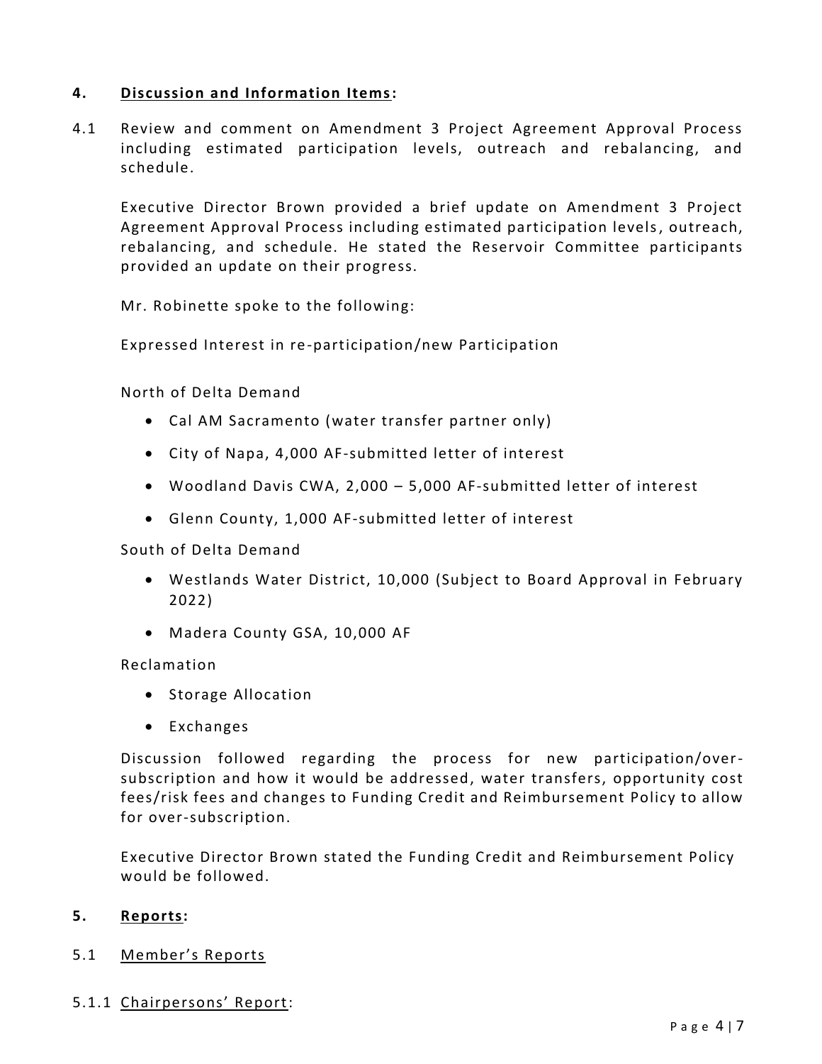## 4. Discussion and Information Items:

4.1 Review and comment on Amendment 3 Project Agreement Approval Process including estimated participation levels, outreach and rebalancing, and schedule.

Executive Director Brown provided a brief update on Amendment 3 Project Agreement Approval Process including estimated participation levels, outreach, rebalancing, and schedule. He stated the Reservoir Committee participants provided an update on their progress.

Mr. Robinette spoke to the following:

Expressed Interest in re-participation/new Participation

North of Delta Demand

- Cal AM Sacramento (water transfer partner only)
- City of Napa, 4,000 AF-submitted letter of interest
- Woodland Davis CWA, 2,000 – 5,000 AF-submitted letter of interest
- Glenn County, 1,000 AF-submitted letter of interest

South of Delta Demand

- Westlands Water District, 10,000 (Subject to Board Approval in February 2022)
- Madera County GSA, 10,000 AF

Reclamation

- Storage Allocation
- Exchanges

Discussion followed regarding the process for new participation/over-subscription and how it would be addressed, water transfers, opportunity cost fees/risk fees and changes to Funding Credit and Reimbursement Policy to allow for over-subscription.

Executive Director Brown stated the Funding Credit and Reimbursement Policy would be followed.

## 5. Reports:

5.1 Member's Reports

5.1.1 Chairpersons' Report: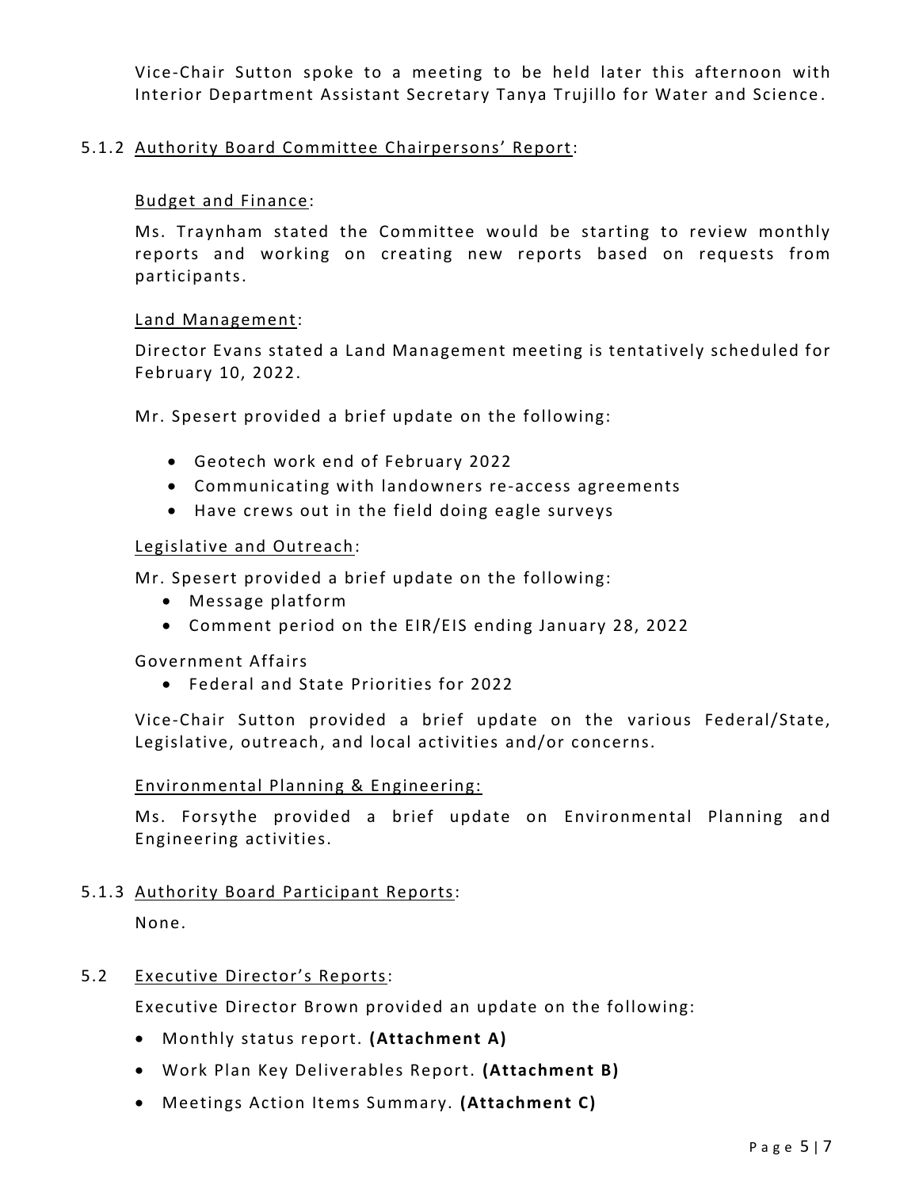Vice-Chair Sutton spoke to a meeting to be held later this afternoon with Interior Department Assistant Secretary Tanya Trujillo for Water and Science.

5.1.2 Authority Board Committee Chairpersons' Report:

Budget and Finance:

Ms. Traynham stated the Committee would be starting to review monthly reports and working on creating new reports based on requests from participants.

Land Management:

Director Evans stated a Land Management meeting is tentatively scheduled for February 10, 2022.

Mr. Spesert provided a brief update on the following:

- Geotech work end of February 2022
- Communicating with landowners re-access agreements
- Have crews out in the field doing eagle surveys

Legislative and Outreach:

Mr. Spesert provided a brief update on the following:

- Message platform
- Comment period on the EIR/EIS ending January 28, 2022

Government Affairs

- Federal and State Priorities for 2022

Vice-Chair Sutton provided a brief update on the various Federal/State, Legislative, outreach, and local activities and/or concerns.

Environmental Planning & Engineering:

Ms. Forsythe provided a brief update on Environmental Planning and Engineering activities.

5.1.3 Authority Board Participant Reports:

None.

5.2 Executive Director's Reports:

Executive Director Brown provided an update on the following:

- Monthly status report. **(Attachment A)**
- Work Plan Key Deliverables Report. **(Attachment B)**
- Meetings Action Items Summary. **(Attachment C)**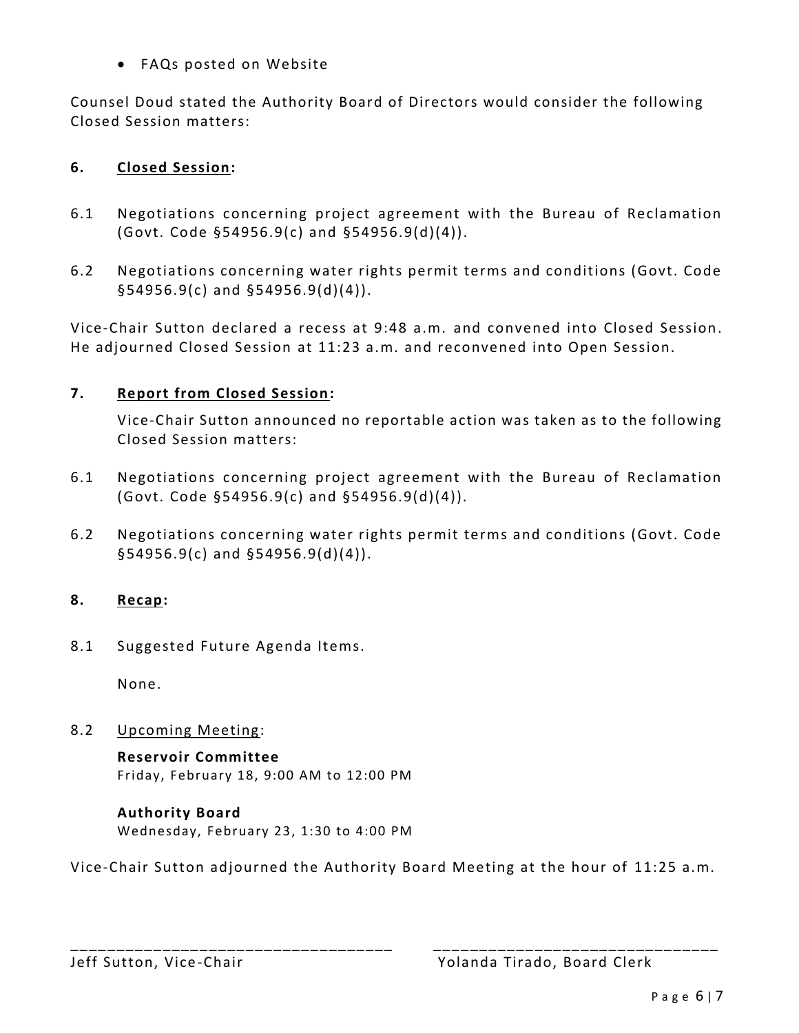- FAQs posted on Website

Counsel Doud stated the Authority Board of Directors would consider the following Closed Session matters:

## 6. Closed Session:

6.1 Negotiations concerning project agreement with the Bureau of Reclamation (Govt. Code §54956.9(c) and §54956.9(d)(4)).

6.2 Negotiations concerning water rights permit terms and conditions (Govt. Code §54956.9(c) and §54956.9(d)(4)).

Vice-Chair Sutton declared a recess at 9:48 a.m. and convened into Closed Session. He adjourned Closed Session at 11:23 a.m. and reconvened into Open Session.

## 7. Report from Closed Session:

Vice-Chair Sutton announced no reportable action was taken as to the following Closed Session matters:

6.1 Negotiations concerning project agreement with the Bureau of Reclamation (Govt. Code §54956.9(c) and §54956.9(d)(4)).

6.2 Negotiations concerning water rights permit terms and conditions (Govt. Code §54956.9(c) and §54956.9(d)(4)).

## 8. Recap:

8.1 Suggested Future Agenda Items.

None.

8.2 Upcoming Meeting:

**Reservoir Committee**
Friday, February 18, 9:00 AM to 12:00 PM

**Authority Board**
Wednesday, February 23, 1:30 to 4:00 PM

Vice-Chair Sutton adjourned the Authority Board Meeting at the hour of 11:25 a.m.

\_\_\_\_\_\_\_\_\_\_\_\_\_\_\_\_\_\_\_\_\_\_\_\_\_\_\_\_\_\_\_\_\_\_\_\_
Jeff Sutton, Vice-Chair

\_\_\_\_\_\_\_\_\_\_\_\_\_\_\_\_\_\_\_\_\_\_\_\_\_\_\_\_\_\_\_\_\_\_\_\_
Yolanda Tirado, Board Clerk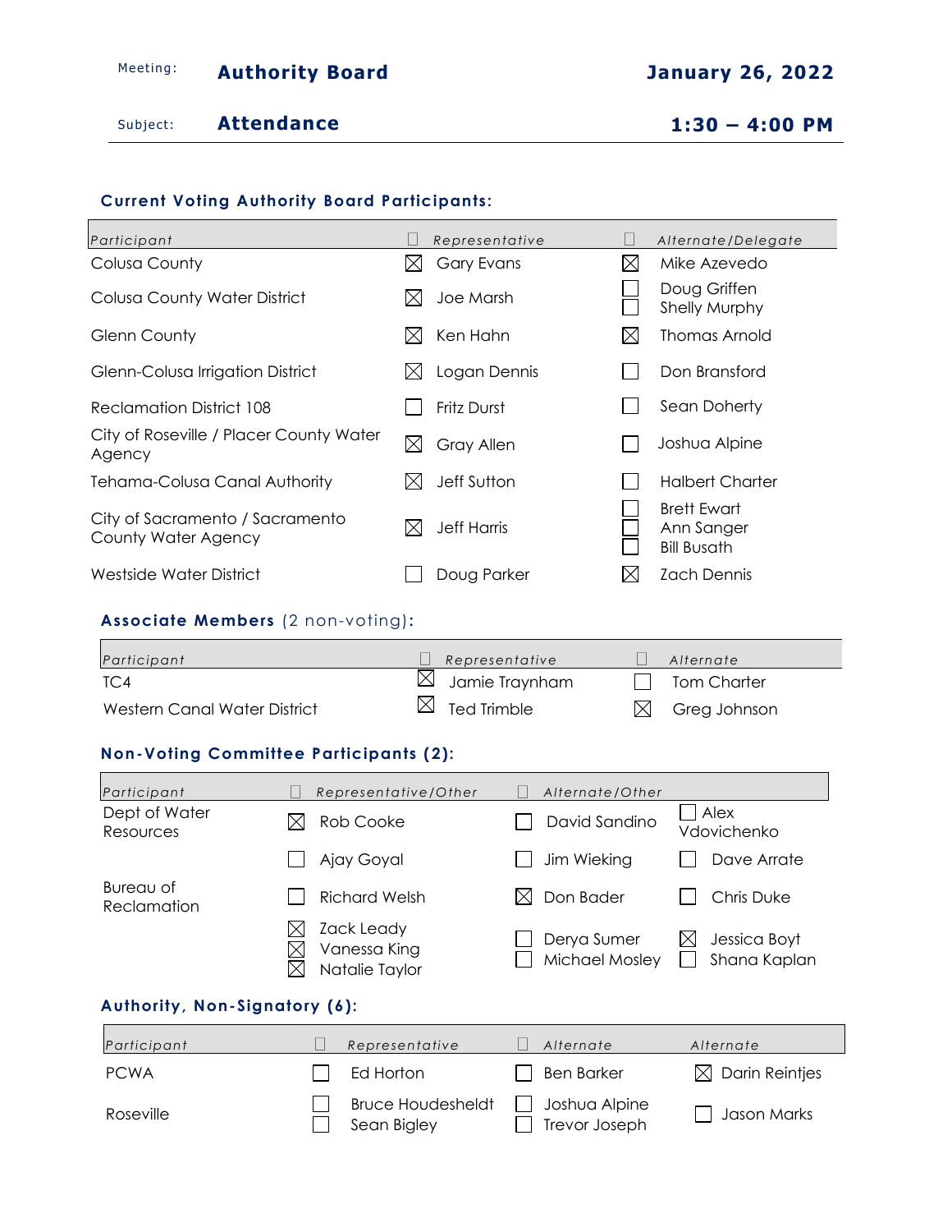Meeting: **Authority Board** **January 26, 2022**

Subject: **Attendance** **1:30 – 4:00 PM**

### Current Voting Authority Board Participants:

| Participant | Representative | Alternate/Delegate |
|---|---|---|
| Colusa County | ☒ Gary Evans | ☒ Mike Azevedo |
| Colusa County Water District | ☒ Joe Marsh | ☐ Doug Griffen<br>☐ Shelly Murphy |
| Glenn County | ☒ Ken Hahn | ☒ Thomas Arnold |
| Glenn-Colusa Irrigation District | ☒ Logan Dennis | ☐ Don Bransford |
| Reclamation District 108 | ☐ Fritz Durst | ☐ Sean Doherty |
| City of Roseville / Placer County Water Agency | ☒ Gray Allen | ☐ Joshua Alpine |
| Tehama-Colusa Canal Authority | ☒ Jeff Sutton | ☐ Halbert Charter |
| City of Sacramento / Sacramento County Water Agency | ☒ Jeff Harris | ☐ Brett Ewart<br>☐ Ann Sanger<br>☐ Bill Busath |
| Westside Water District | ☐ Doug Parker | ☒ Zach Dennis |

### Associate Members (2 non-voting):

| Participant | Representative | Alternate |
|---|---|---|
| TC4 | ☒ Jamie Traynham | ☐ Tom Charter |
| Western Canal Water District | ☒ Ted Trimble | ☒ Greg Johnson |

### Non-Voting Committee Participants (2):

| Participant | Representative/Other | Alternate/Other | |
|---|---|---|---|
| Dept of Water Resources | ☒ Rob Cooke | ☐ David Sandino | ☐ Alex Vdovichenko |
| | ☐ Ajay Goyal | ☐ Jim Wieking | ☐ Dave Arrate |
| Bureau of Reclamation | ☐ Richard Welsh | ☒ Don Bader | ☐ Chris Duke |
| | ☒ Zack Leady<br>☒ Vanessa King<br>☒ Natalie Taylor | ☐ Derya Sumer<br>☐ Michael Mosley | ☒ Jessica Boyt<br>☐ Shana Kaplan |

### Authority, Non-Signatory (6):

| Participant | Representative | Alternate | Alternate |
|---|---|---|---|
| PCWA | ☐ Ed Horton | ☐ Ben Barker | ☒ Darin Reintjes |
| Roseville | ☐ Bruce Houdesheldt<br>☐ Sean Bigley | ☐ Joshua Alpine<br>☐ Trevor Joseph | ☐ Jason Marks |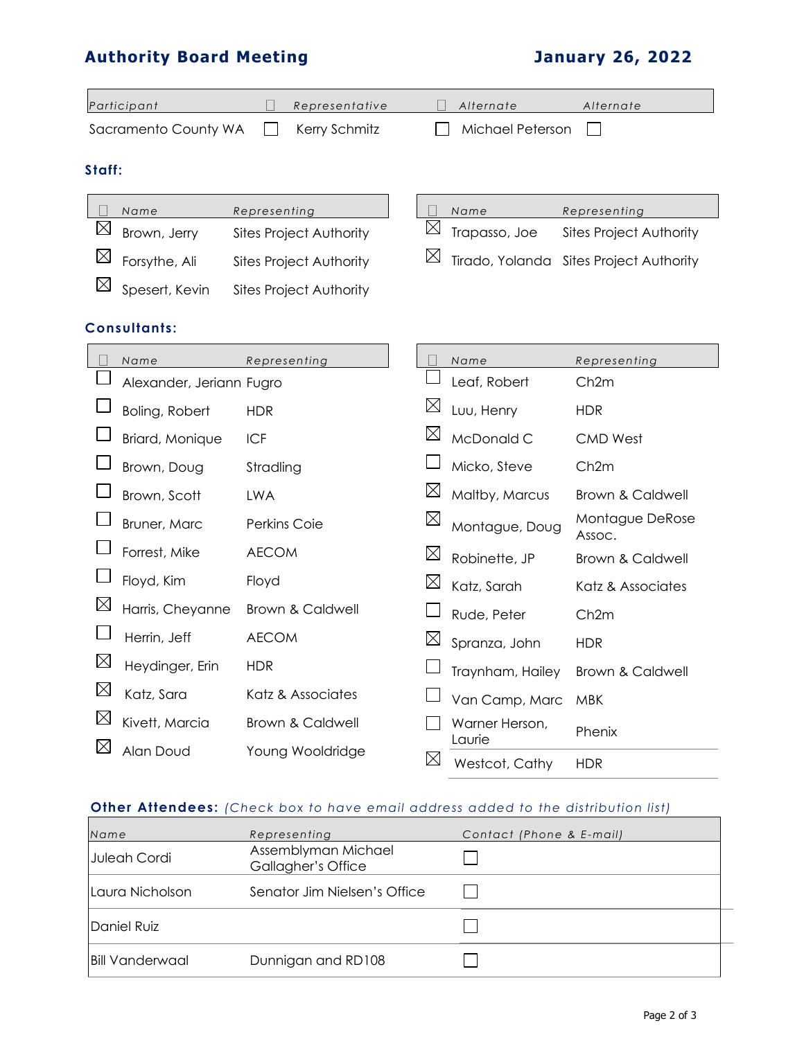# Authority Board Meeting

**January 26, 2022**

| Participant | ☐ | Representative | ☐ | Alternate | Alternate |
|---|---|---|---|---|---|
| Sacramento County WA | ☐ | Kerry Schmitz | ☐ | Michael Peterson | ☐ |

### Staff:

| ☐ | Name | Representing |
|---|---|---|
| ☒ | Brown, Jerry | Sites Project Authority |
| ☒ | Forsythe, Ali | Sites Project Authority |
| ☒ | Spesert, Kevin | Sites Project Authority |
| ☒ | Trapasso, Joe | Sites Project Authority |
| ☒ | Tirado, Yolanda | Sites Project Authority |

### Consultants:

| ☐ | Name | Representing |
|---|---|---|
| ☐ | Alexander, Jeriann | Fugro |
| ☐ | Boling, Robert | HDR |
| ☐ | Briard, Monique | ICF |
| ☐ | Brown, Doug | Stradling |
| ☐ | Brown, Scott | LWA |
| ☐ | Bruner, Marc | Perkins Coie |
| ☐ | Forrest, Mike | AECOM |
| ☐ | Floyd, Kim | Floyd |
| ☒ | Harris, Cheyanne | Brown & Caldwell |
| ☐ | Herrin, Jeff | AECOM |
| ☒ | Heydinger, Erin | HDR |
| ☒ | Katz, Sara | Katz & Associates |
| ☒ | Kivett, Marcia | Brown & Caldwell |
| ☒ | Alan Doud | Young Wooldridge |
| ☐ | Leaf, Robert | Ch2m |
| ☒ | Luu, Henry | HDR |
| ☒ | McDonald C | CMD West |
| ☐ | Micko, Steve | Ch2m |
| ☒ | Maltby, Marcus | Brown & Caldwell |
| ☒ | Montague, Doug | Montague DeRose Assoc. |
| ☒ | Robinette, JP | Brown & Caldwell |
| ☒ | Katz, Sarah | Katz & Associates |
| ☐ | Rude, Peter | Ch2m |
| ☒ | Spranza, John | HDR |
| ☐ | Traynham, Hailey | Brown & Caldwell |
| ☐ | Van Camp, Marc | MBK |
| ☐ | Warner Herson, Laurie | Phenix |
| ☒ | Westcot, Cathy | HDR |

### Other Attendees: *(Check box to have email address added to the distribution list)*

| Name | Representing | Contact (Phone & E-mail) |
|---|---|---|
| Juleah Cordi | Assemblyman Michael Gallagher's Office | ☐ |
| Laura Nicholson | Senator Jim Nielsen's Office | ☐ |
| Daniel Ruiz | | ☐ |
| Bill Vanderwaal | Dunnigan and RD108 | ☐ |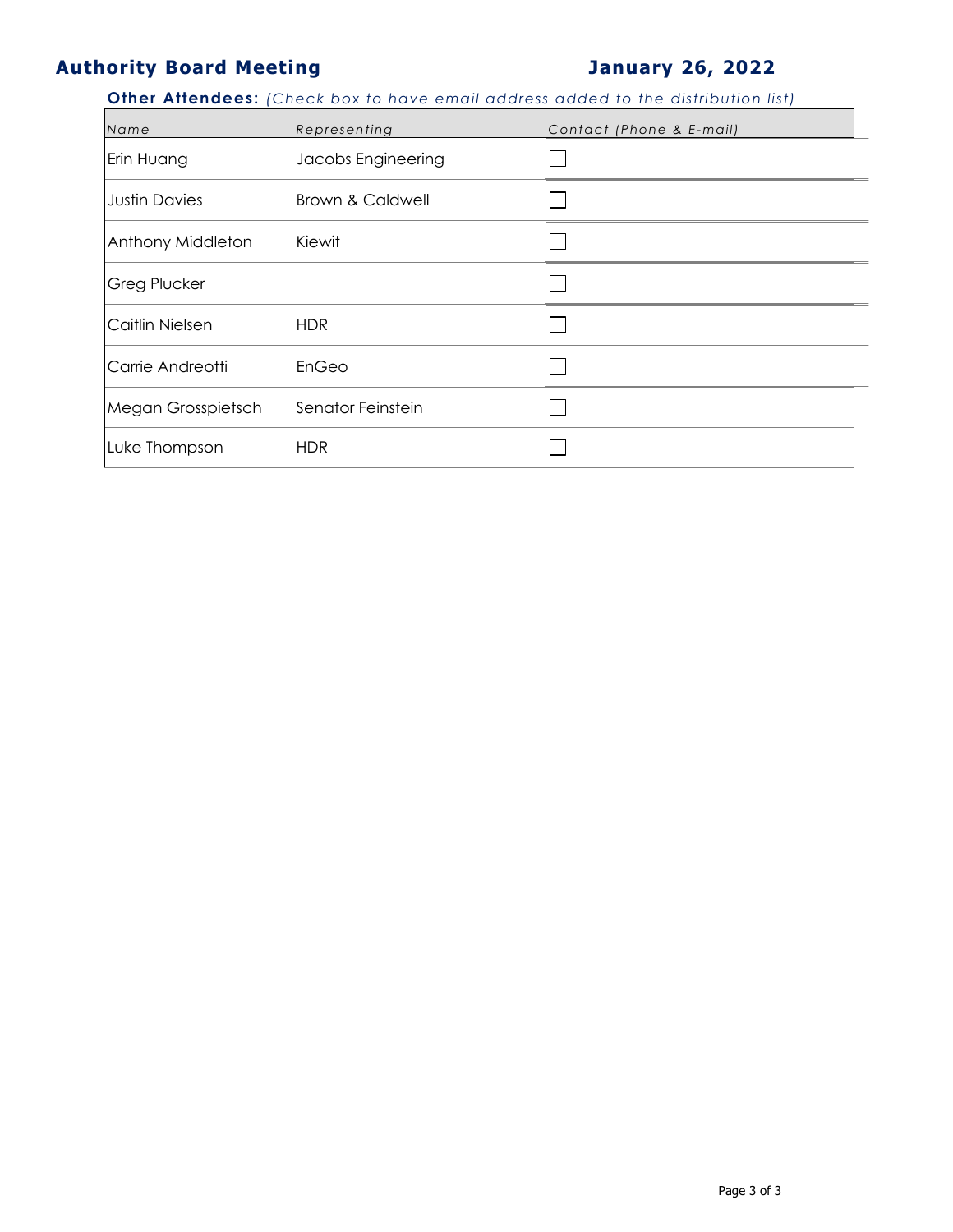## Authority Board Meeting January 26, 2022

**Other Attendees:** *(Check box to have email address added to the distribution list)*

| *Name* | *Representing* | *Contact (Phone & E-mail)* |
|---|---|---|
| Erin Huang | Jacobs Engineering | ☐ |
| Justin Davies | Brown & Caldwell | ☐ |
| Anthony Middleton | Kiewit | ☐ |
| Greg Plucker | | ☐ |
| Caitlin Nielsen | HDR | ☐ |
| Carrie Andreotti | EnGeo | ☐ |
| Megan Grosspietsch | Senator Feinstein | ☐ |
| Luke Thompson | HDR | ☐ |